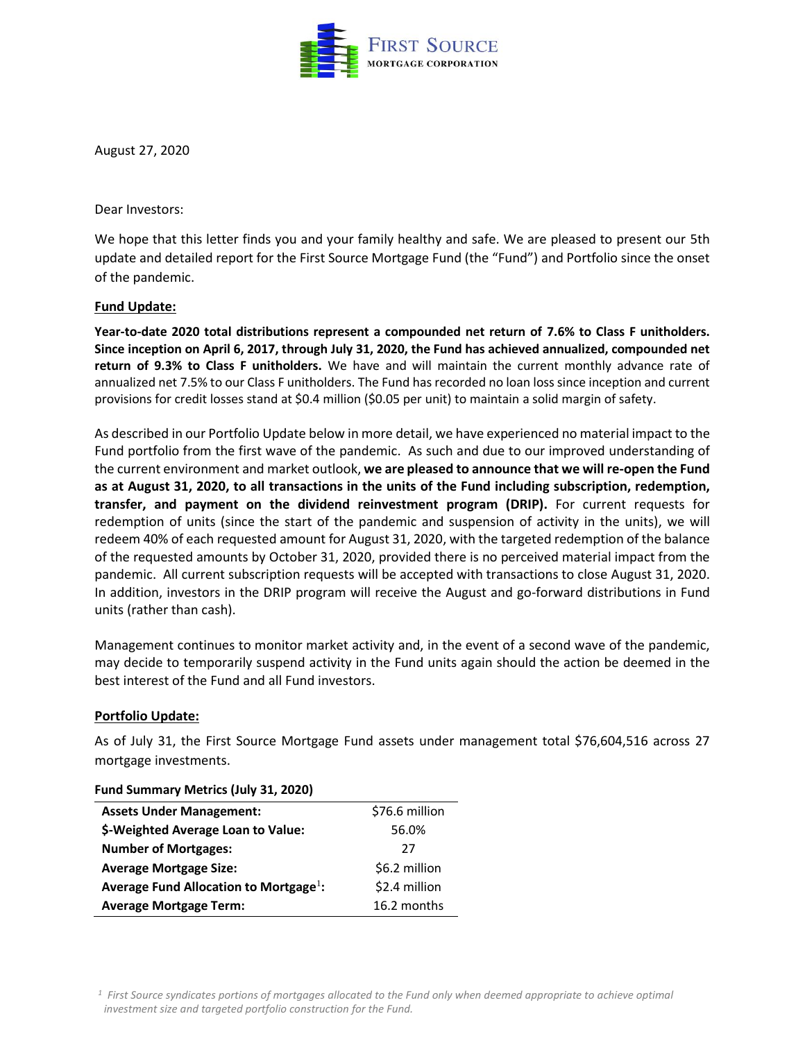FIRST SOURCE MORTGAGE CORPORATION

August 27, 2020

Dear Investors:

We hope that this letter finds you and your family healthy and safe. We are pleased to present our 5th update and detailed report for the First Source Mortgage Fund (the "Fund") and Portfolio since the onset of the pandemic.

**Fund Update:**

**Year-to-date 2020 total distributions represent a compounded net return of 7.6% to Class F unitholders. Since inception on April 6, 2017, through July 31, 2020, the Fund has achieved annualized, compounded net return of 9.3% to Class F unitholders.** We have and will maintain the current monthly advance rate of annualized net 7.5% to our Class F unitholders. The Fund has recorded no loan loss since inception and current provisions for credit losses stand at $0.4 million ($0.05 per unit) to maintain a solid margin of safety.

As described in our Portfolio Update below in more detail, we have experienced no material impact to the Fund portfolio from the first wave of the pandemic. As such and due to our improved understanding of the current environment and market outlook, **we are pleased to announce that we will re-open the Fund as at August 31, 2020, to all transactions in the units of the Fund including subscription, redemption, transfer, and payment on the dividend reinvestment program (DRIP).** For current requests for redemption of units (since the start of the pandemic and suspension of activity in the units), we will redeem 40% of each requested amount for August 31, 2020, with the targeted redemption of the balance of the requested amounts by October 31, 2020, provided there is no perceived material impact from the pandemic. All current subscription requests will be accepted with transactions to close August 31, 2020. In addition, investors in the DRIP program will receive the August and go-forward distributions in Fund units (rather than cash).

Management continues to monitor market activity and, in the event of a second wave of the pandemic, may decide to temporarily suspend activity in the Fund units again should the action be deemed in the best interest of the Fund and all Fund investors.

**Portfolio Update:**

As of July 31, the First Source Mortgage Fund assets under management total $76,604,516 across 27 mortgage investments.

**Fund Summary Metrics (July 31, 2020)**

| | |
|---|---|
| **Assets Under Management:** | $76.6 million |
| **$-Weighted Average Loan to Value:** | 56.0% |
| **Number of Mortgages:** | 27 |
| **Average Mortgage Size:** | $6.2 million |
| **Average Fund Allocation to Mortgage[1]:** | $2.4 million |
| **Average Mortgage Term:** | 16.2 months |

*[1] First Source syndicates portions of mortgages allocated to the Fund only when deemed appropriate to achieve optimal investment size and targeted portfolio construction for the Fund.*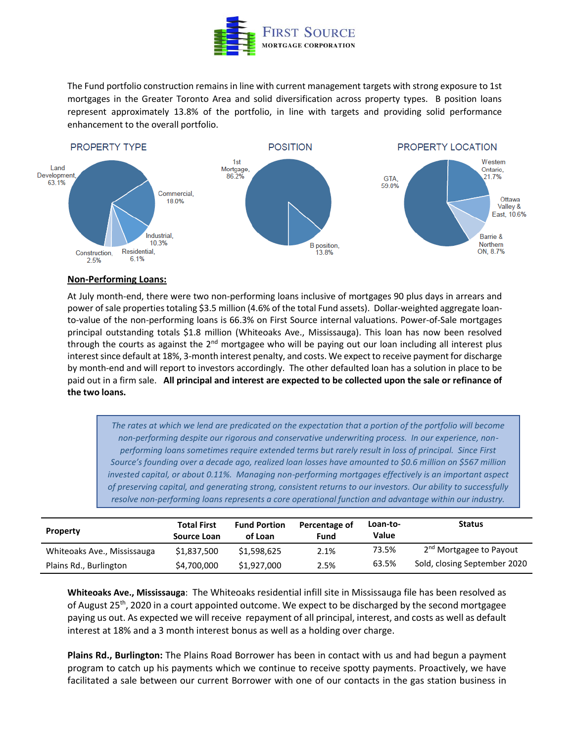The Fund portfolio construction remains in line with current management targets with strong exposure to 1st mortgages in the Greater Toronto Area and solid diversification across property types. B position loans represent approximately 13.8% of the portfolio, in line with targets and providing solid performance enhancement to the overall portfolio.

PROPERTY TYPE

Land Development, 63.1%; Commercial, 18.0%; Industrial, 10.3%; Residential, 6.1%; Construction, 2.5%

POSITION

1st Mortgage, 86.2%; B position, 13.8%

PROPERTY LOCATION

GTA, 59.0%; Western Ontario, 21.7%; Ottawa Valley & East, 10.6%; Barrie & Northern ON, 8.7%

## Non-Performing Loans:

At July month-end, there were two non-performing loans inclusive of mortgages 90 plus days in arrears and power of sale properties totaling $3.5 million (4.6% of the total Fund assets). Dollar-weighted aggregate loan-to-value of the non-performing loans is 66.3% on First Source internal valuations. Power-of-Sale mortgages principal outstanding totals $1.8 million (Whiteoaks Ave., Mississauga). This loan has now been resolved through the courts as against the 2nd mortgagee who will be paying out our loan including all interest plus interest since default at 18%, 3-month interest penalty, and costs. We expect to receive payment for discharge by month-end and will report to investors accordingly. The other defaulted loan has a solution in place to be paid out in a firm sale. **All principal and interest are expected to be collected upon the sale or refinance of the two loans.**

> *The rates at which we lend are predicated on the expectation that a portion of the portfolio will become non-performing despite our rigorous and conservative underwriting process. In our experience, non-performing loans sometimes require extended terms but rarely result in loss of principal. Since First Source's founding over a decade ago, realized loan losses have amounted to $0.6 million on $567 million invested capital, or about 0.11%. Managing non-performing mortgages effectively is an important aspect of preserving capital, and generating strong, consistent returns to our investors. Our ability to successfully resolve non-performing loans represents a core operational function and advantage within our industry.*

| Property | Total First Source Loan | Fund Portion of Loan | Percentage of Fund | Loan-to-Value | Status |
|---|---|---|---|---|---|
| Whiteoaks Ave., Mississauga | $1,837,500 | $1,598,625 | 2.1% | 73.5% | 2nd Mortgagee to Payout |
| Plains Rd., Burlington | $4,700,000 | $1,927,000 | 2.5% | 63.5% | Sold, closing September 2020 |

**Whiteoaks Ave., Mississauga**: The Whiteoaks residential infill site in Mississauga file has been resolved as of August 25th, 2020 in a court appointed outcome. We expect to be discharged by the second mortgagee paying us out. As expected we will receive repayment of all principal, interest, and costs as well as default interest at 18% and a 3 month interest bonus as well as a holding over charge.

**Plains Rd., Burlington:** The Plains Road Borrower has been in contact with us and had begun a payment program to catch up his payments which we continue to receive spotty payments. Proactively, we have facilitated a sale between our current Borrower with one of our contacts in the gas station business in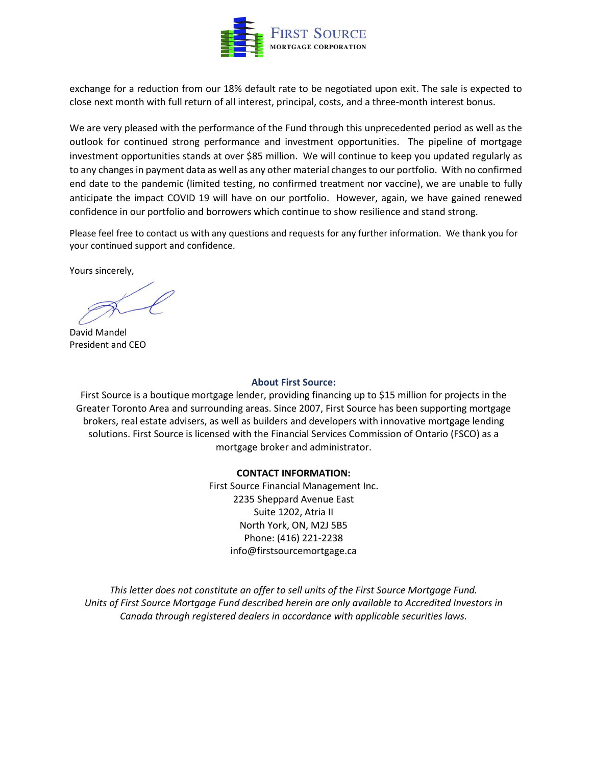exchange for a reduction from our 18% default rate to be negotiated upon exit. The sale is expected to close next month with full return of all interest, principal, costs, and a three-month interest bonus.

We are very pleased with the performance of the Fund through this unprecedented period as well as the outlook for continued strong performance and investment opportunities. The pipeline of mortgage investment opportunities stands at over $85 million. We will continue to keep you updated regularly as to any changes in payment data as well as any other material changes to our portfolio. With no confirmed end date to the pandemic (limited testing, no confirmed treatment nor vaccine), we are unable to fully anticipate the impact COVID 19 will have on our portfolio. However, again, we have gained renewed confidence in our portfolio and borrowers which continue to show resilience and stand strong.

Please feel free to contact us with any questions and requests for any further information. We thank you for your continued support and confidence.

Yours sincerely,

David Mandel
President and CEO

**About First Source:**

First Source is a boutique mortgage lender, providing financing up to $15 million for projects in the Greater Toronto Area and surrounding areas. Since 2007, First Source has been supporting mortgage brokers, real estate advisers, as well as builders and developers with innovative mortgage lending solutions. First Source is licensed with the Financial Services Commission of Ontario (FSCO) as a mortgage broker and administrator.

**CONTACT INFORMATION:**

First Source Financial Management Inc.
2235 Sheppard Avenue East
Suite 1202, Atria II
North York, ON, M2J 5B5
Phone: (416) 221-2238
info@firstsourcemortgage.ca

*This letter does not constitute an offer to sell units of the First Source Mortgage Fund. Units of First Source Mortgage Fund described herein are only available to Accredited Investors in Canada through registered dealers in accordance with applicable securities laws.*